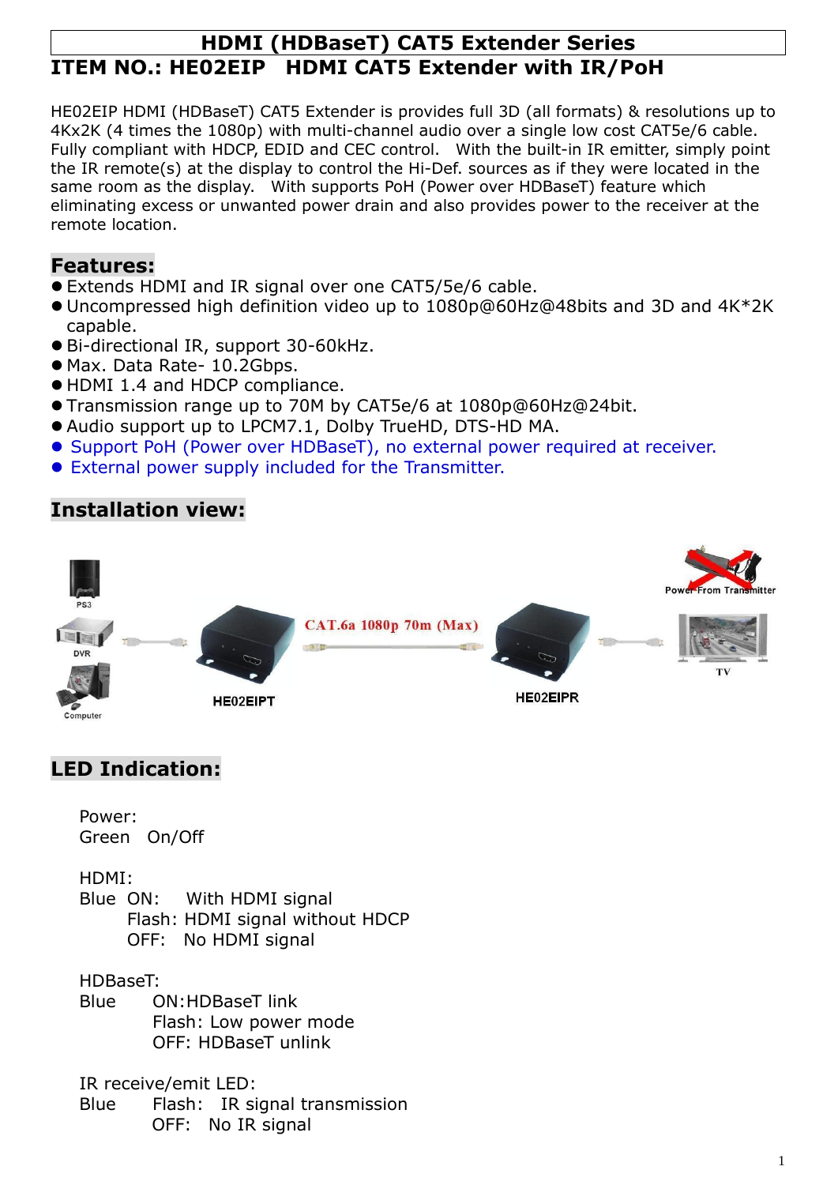# HDMI (HDBaseT) CAT5 Extender Series

## ITEM NO.: HE02EIP HDMI CAT5 Extender with IR/PoH

HE02EIP HDMI (HDBaseT) CAT5 Extender is provides full 3D (all formats) & resolutions up to 4Kx2K (4 times the 1080p) with multi-channel audio over a single low cost CAT5e/6 cable. Fully compliant with HDCP, EDID and CEC control. With the built-in IR emitter, simply point the IR remote(s) at the display to control the Hi-Def. sources as if they were located in the same room as the display. With supports PoH (Power over HDBaseT) feature which eliminating excess or unwanted power drain and also provides power to the receiver at the remote location.

## Features:

- Extends HDMI and IR signal over one CAT5/5e/6 cable.
- Uncompressed high definition video up to 1080p@60Hz@48bits and 3D and 4K*2K capable.
- Bi-directional IR, support 30-60kHz.
- Max. Data Rate- 10.2Gbps.
- HDMI 1.4 and HDCP compliance.
- Transmission range up to 70M by CAT5e/6 at 1080p@60Hz@24bit.
- Audio support up to LPCM7.1, Dolby TrueHD, DTS-HD MA.
- Support PoH (Power over HDBaseT), no external power required at receiver.
- External power supply included for the Transmitter.

## Installation view:

PS3, DVR, Computer → HE02EIPT → CAT.6a 1080p 70m (Max) → HE02EIPR → TV

Power From Transmitter

## LED Indication:

Power:
Green On/Off

HDMI:
Blue ON: With HDMI signal
Flash: HDMI signal without HDCP
OFF: No HDMI signal

HDBaseT:
Blue ON:HDBaseT link
Flash: Low power mode
OFF: HDBaseT unlink

IR receive/emit LED:
Blue Flash: IR signal transmission
OFF: No IR signal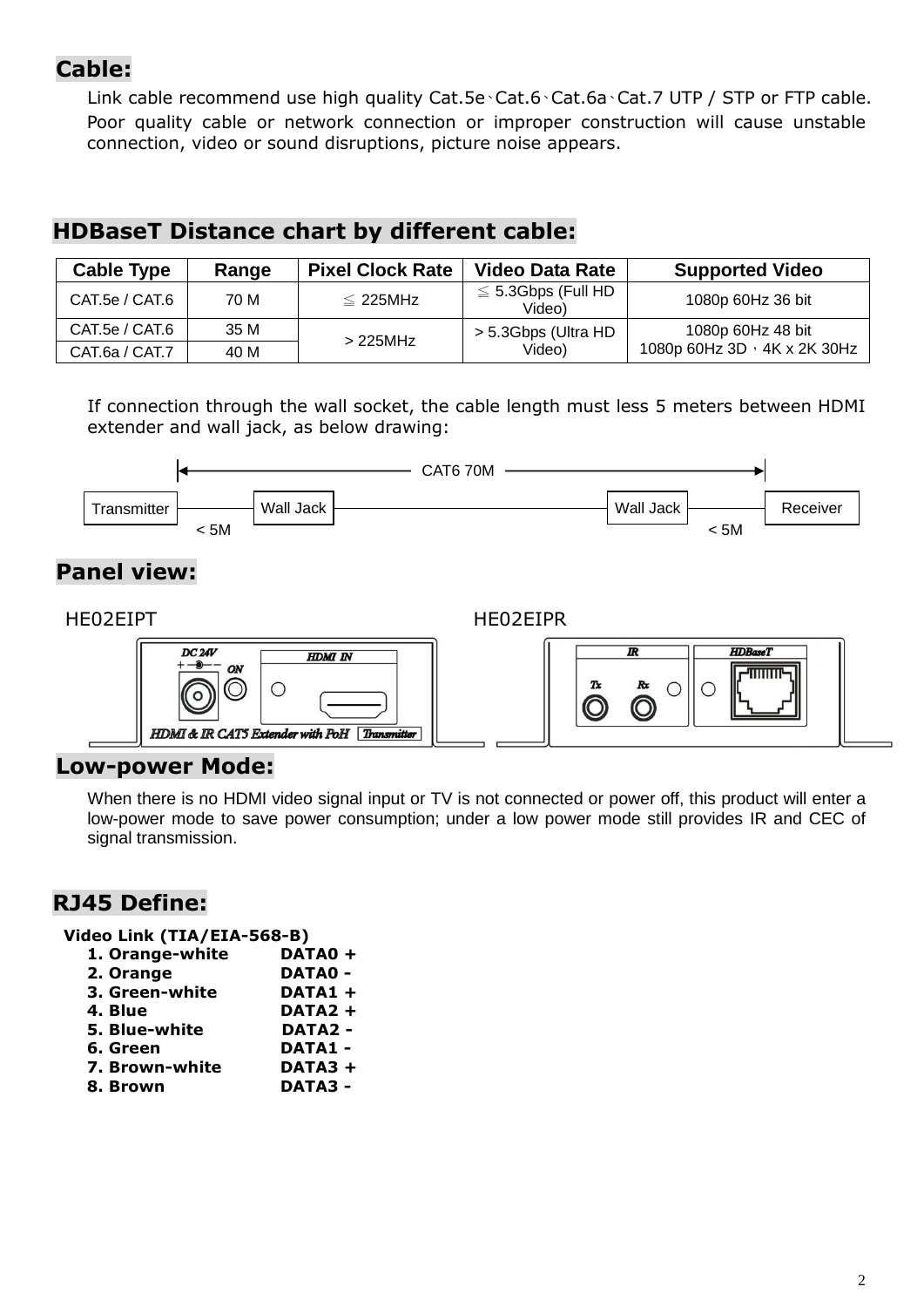## Cable:

Link cable recommend use high quality Cat.5e、Cat.6、Cat.6a、Cat.7 UTP / STP or FTP cable. Poor quality cable or network connection or improper construction will cause unstable connection, video or sound disruptions, picture noise appears.

## HDBaseT Distance chart by different cable:

| Cable Type | Range | Pixel Clock Rate | Video Data Rate | Supported Video |
|---|---|---|---|---|
| CAT.5e / CAT.6 | 70 M | ≦ 225MHz | ≦ 5.3Gbps (Full HD Video) | 1080p 60Hz 36 bit |
| CAT.5e / CAT.6 | 35 M | > 225MHz | > 5.3Gbps (Ultra HD Video) | 1080p 60Hz 48 bit<br>1080p 60Hz 3D，4K x 2K 30Hz |
| CAT.6a / CAT.7 | 40 M | | | |

If connection through the wall socket, the cable length must less 5 meters between HDMI extender and wall jack, as below drawing:

Transmitter — < 5M — Wall Jack — CAT6 70M — Wall Jack — < 5M — Receiver

## Panel view:

HE02EIPT

DC 24V　ON　HDMI IN

HDMI & IR CAT5 Extender with PoH　Transmitter

HE02EIPR

IR　Tx　Rx　HDBaseT

## Low-power Mode:

When there is no HDMI video signal input or TV is not connected or power off, this product will enter a low-power mode to save power consumption; under a low power mode still provides IR and CEC of signal transmission.

## RJ45 Define:

**Video Link (TIA/EIA-568-B)**

1. **Orange-white　DATA0 +**
2. **Orange　DATA0 -**
3. **Green-white　DATA1 +**
4. **Blue　DATA2 +**
5. **Blue-white　DATA2 -**
6. **Green　DATA1 -**
7. **Brown-white　DATA3 +**
8. **Brown　DATA3 -**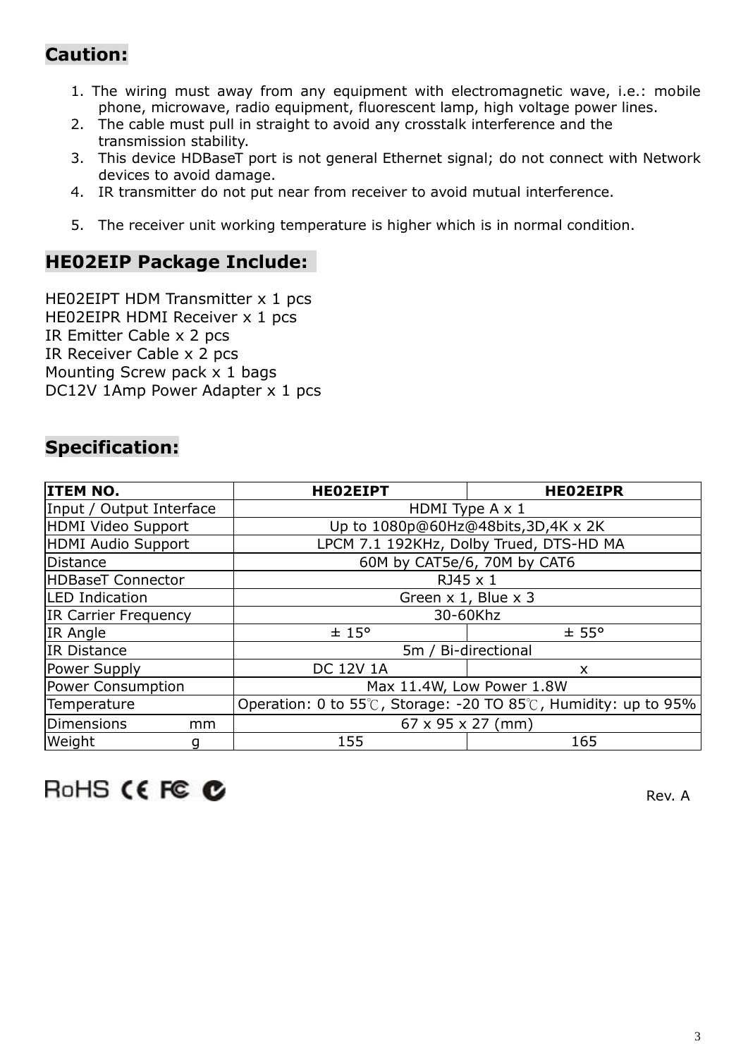## Caution:

1. The wiring must away from any equipment with electromagnetic wave, i.e.: mobile phone, microwave, radio equipment, fluorescent lamp, high voltage power lines.
2. The cable must pull in straight to avoid any crosstalk interference and the transmission stability.
3. This device HDBaseT port is not general Ethernet signal; do not connect with Network devices to avoid damage.
4. IR transmitter do not put near from receiver to avoid mutual interference.
5. The receiver unit working temperature is higher which is in normal condition.

## HE02EIP Package Include:

HE02EIPT HDM Transmitter x 1 pcs
HE02EIPR HDMI Receiver x 1 pcs
IR Emitter Cable x 2 pcs
IR Receiver Cable x 2 pcs
Mounting Screw pack x 1 bags
DC12V 1Amp Power Adapter x 1 pcs

## Specification:

| ITEM NO. | HE02EIPT | HE02EIPR |
|---|---|---|
| Input / Output Interface | HDMI Type A x 1 | |
| HDMI Video Support | Up to 1080p@60Hz@48bits,3D,4K x 2K | |
| HDMI Audio Support | LPCM 7.1 192KHz, Dolby Trued, DTS-HD MA | |
| Distance | 60M by CAT5e/6, 70M by CAT6 | |
| HDBaseT Connector | RJ45 x 1 | |
| LED Indication | Green x 1, Blue x 3 | |
| IR Carrier Frequency | 30-60Khz | |
| IR Angle | ± 15° | ± 55° |
| IR Distance | 5m / Bi-directional | |
| Power Supply | DC 12V 1A | x |
| Power Consumption | Max 11.4W, Low Power 1.8W | |
| Temperature | Operation: 0 to 55℃, Storage: -20 TO 85℃, Humidity: up to 95% | |
| Dimensions mm | 67 x 95 x 27 (mm) | |
| Weight g | 155 | 165 |

RoHS CE FC

Rev. A